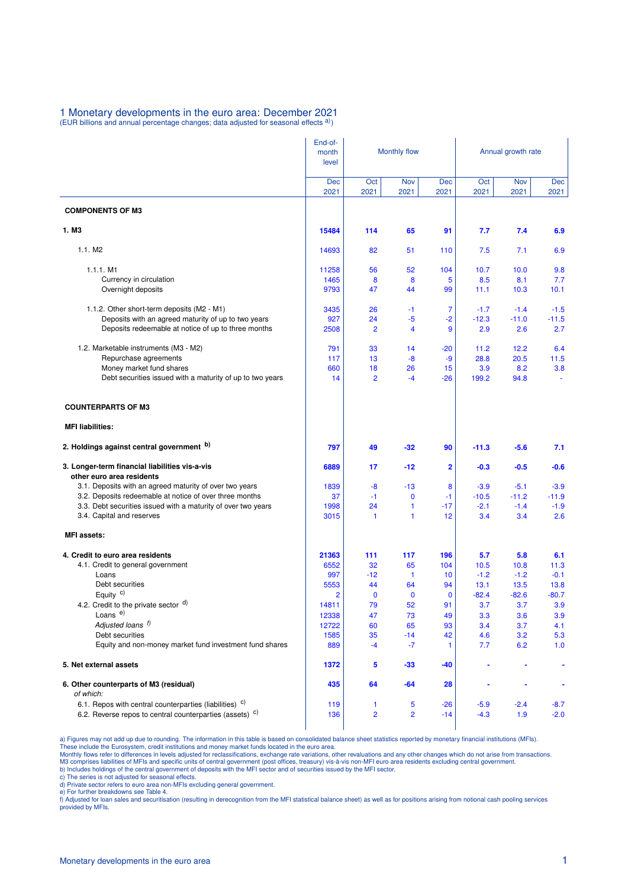# 1 Monetary developments in the euro area: December 2021

(EUR billions and annual percentage changes; data adjusted for seasonal effects [a])

| | End-of-month level | Monthly flow | | | Annual growth rate | | |
|---|---|---|---|---|---|---|---|
| | Dec 2021 | Oct 2021 | Nov 2021 | Dec 2021 | Oct 2021 | Nov 2021 | Dec 2021 |
| **COMPONENTS OF M3** | | | | | | | |
| **1. M3** | **15484** | **114** | **65** | **91** | **7.7** | **7.4** | **6.9** |
| 1.1. M2 | 14693 | 82 | 51 | 110 | 7.5 | 7.1 | 6.9 |
| 1.1.1. M1 | 11258 | 56 | 52 | 104 | 10.7 | 10.0 | 9.8 |
| Currency in circulation | 1465 | 8 | 8 | 5 | 8.5 | 8.1 | 7.7 |
| Overnight deposits | 9793 | 47 | 44 | 99 | 11.1 | 10.3 | 10.1 |
| 1.1.2. Other short-term deposits (M2 - M1) | 3435 | 26 | -1 | 7 | -1.7 | -1.4 | -1.5 |
| Deposits with an agreed maturity of up to two years | 927 | 24 | -5 | -2 | -12.3 | -11.0 | -11.5 |
| Deposits redeemable at notice of up to three months | 2508 | 2 | 4 | 9 | 2.9 | 2.6 | 2.7 |
| 1.2. Marketable instruments (M3 - M2) | 791 | 33 | 14 | -20 | 11.2 | 12.2 | 6.4 |
| Repurchase agreements | 117 | 13 | -8 | -9 | 28.8 | 20.5 | 11.5 |
| Money market fund shares | 660 | 18 | 26 | 15 | 3.9 | 8.2 | 3.8 |
| Debt securities issued with a maturity of up to two years | 14 | 2 | -4 | -26 | 199.2 | 94.8 | - |
| **COUNTERPARTS OF M3** | | | | | | | |
| **MFI liabilities:** | | | | | | | |
| **2. Holdings against central government [b]** | **797** | **49** | **-32** | **90** | **-11.3** | **-5.6** | **7.1** |
| **3. Longer-term financial liabilities vis-a-vis other euro area residents** | **6889** | **17** | **-12** | **2** | **-0.3** | **-0.5** | **-0.6** |
| 3.1. Deposits with an agreed maturity of over two years | 1839 | -8 | -13 | 8 | -3.9 | -5.1 | -3.9 |
| 3.2. Deposits redeemable at notice of over three months | 37 | -1 | 0 | -1 | -10.5 | -11.2 | -11.9 |
| 3.3. Debt securities issued with a maturity of over two years | 1998 | 24 | 1 | -17 | -2.1 | -1.4 | -1.9 |
| 3.4. Capital and reserves | 3015 | 1 | 1 | 12 | 3.4 | 3.4 | 2.6 |
| **MFI assets:** | | | | | | | |
| **4. Credit to euro area residents** | **21363** | **111** | **117** | **196** | **5.7** | **5.8** | **6.1** |
| 4.1. Credit to general government | 6552 | 32 | 65 | 104 | 10.5 | 10.8 | 11.3 |
| Loans | 997 | -12 | 1 | 10 | -1.2 | -1.2 | -0.1 |
| Debt securities | 5553 | 44 | 64 | 94 | 13.1 | 13.5 | 13.8 |
| Equity [c] | 2 | 0 | 0 | 0 | -82.4 | -82.6 | -80.7 |
| 4.2. Credit to the private sector [d] | 14811 | 79 | 52 | 91 | 3.7 | 3.7 | 3.9 |
| Loans [e] | 12338 | 47 | 73 | 49 | 3.3 | 3.6 | 3.9 |
| *Adjusted loans* [f] | 12722 | 60 | 65 | 93 | 3.4 | 3.7 | 4.1 |
| Debt securities | 1585 | 35 | -14 | 42 | 4.6 | 3.2 | 5.3 |
| Equity and non-money market fund investment fund shares | 889 | -4 | -7 | 1 | 7.7 | 6.2 | 1.0 |
| **5. Net external assets** | **1372** | **5** | **-33** | **-40** | **-** | **-** | **-** |
| **6. Other counterparts of M3 (residual)** *of which:* | **435** | **64** | **-64** | **28** | **-** | **-** | **-** |
| 6.1. Repos with central counterparties (liabilities) [c] | 119 | 1 | 5 | -26 | -5.9 | -2.4 | -8.7 |
| 6.2. Reverse repos to central counterparties (assets) [c] | 136 | 2 | 2 | -14 | -4.3 | 1.9 | -2.0 |

a) Figures may not add up due to rounding. The information in this table is based on consolidated balance sheet statistics reported by monetary financial institutions (MFIs). These include the Eurosystem, credit institutions and money market funds located in the euro area.
Monthly flows refer to differences in levels adjusted for reclassifications, exchange rate variations, other revaluations and any other changes which do not arise from transactions.
M3 comprises liabilities of MFIs and specific units of central government (post offices, treasury) vis-à-vis non-MFI euro area residents excluding central government.
b) Includes holdings of the central government of deposits with the MFI sector and of securities issued by the MFI sector.
c) The series is not adjusted for seasonal effects.
d) Private sector refers to euro area non-MFIs excluding general government.
e) For further breakdowns see Table 4.
f) Adjusted for loan sales and securitisation (resulting in derecognition from the MFI statistical balance sheet) as well as for positions arising from notional cash pooling services provided by MFIs.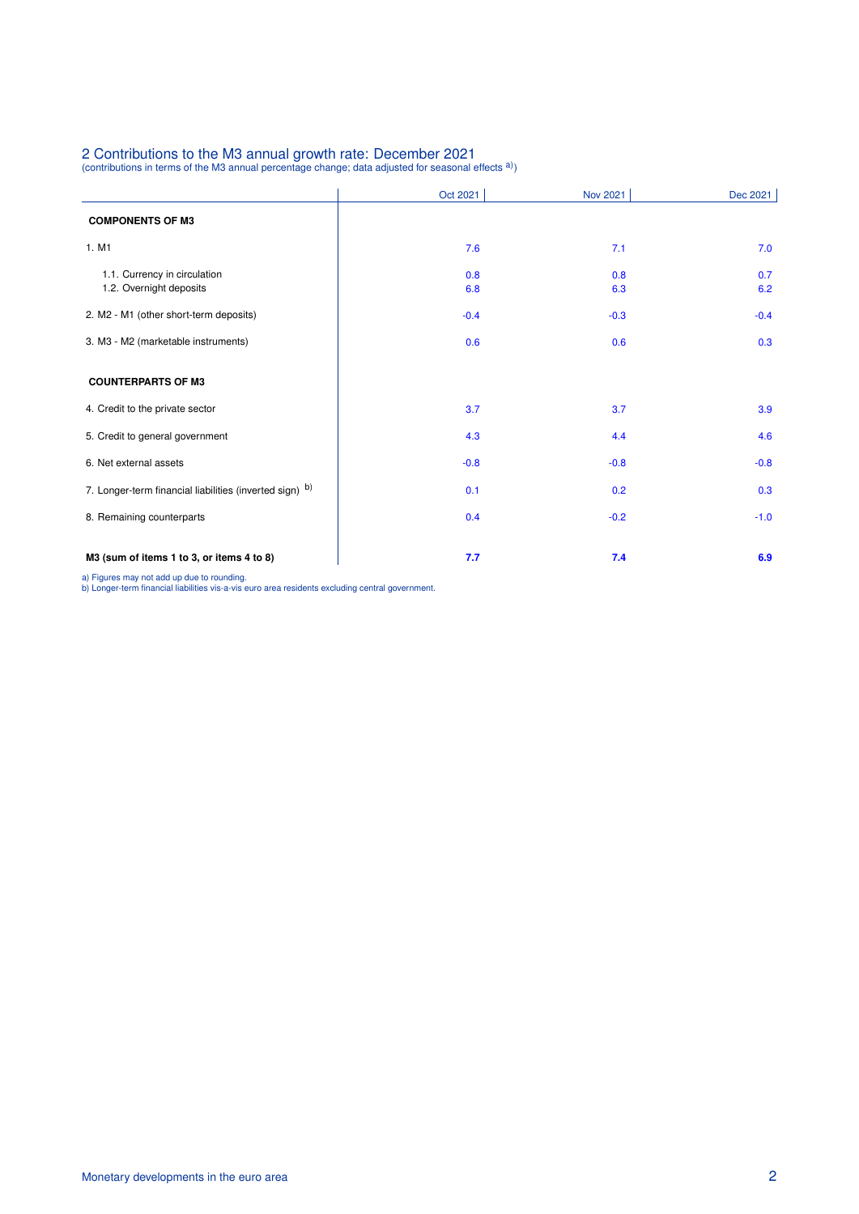## 2 Contributions to the M3 annual growth rate: December 2021

(contributions in terms of the M3 annual percentage change; data adjusted for seasonal effects [a])

| | Oct 2021 | Nov 2021 | Dec 2021 |
|---|---|---|---|
| **COMPONENTS OF M3** | | | |
| 1. M1 | 7.6 | 7.1 | 7.0 |
| 1.1. Currency in circulation | 0.8 | 0.8 | 0.7 |
| 1.2. Overnight deposits | 6.8 | 6.3 | 6.2 |
| 2. M2 - M1 (other short-term deposits) | -0.4 | -0.3 | -0.4 |
| 3. M3 - M2 (marketable instruments) | 0.6 | 0.6 | 0.3 |
| **COUNTERPARTS OF M3** | | | |
| 4. Credit to the private sector | 3.7 | 3.7 | 3.9 |
| 5. Credit to general government | 4.3 | 4.4 | 4.6 |
| 6. Net external assets | -0.8 | -0.8 | -0.8 |
| 7. Longer-term financial liabilities (inverted sign) [b] | 0.1 | 0.2 | 0.3 |
| 8. Remaining counterparts | 0.4 | -0.2 | -1.0 |
| **M3 (sum of items 1 to 3, or items 4 to 8)** | **7.7** | **7.4** | **6.9** |

a) Figures may not add up due to rounding.
b) Longer-term financial liabilities vis-a-vis euro area residents excluding central government.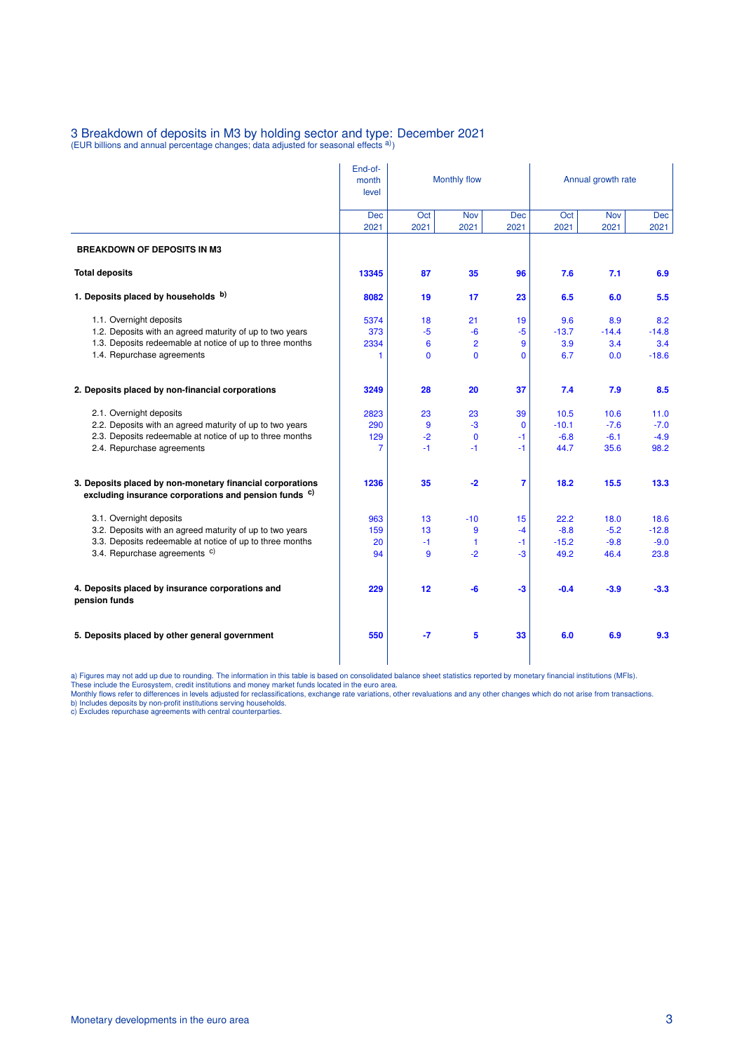## 3 Breakdown of deposits in M3 by holding sector and type: December 2021

(EUR billions and annual percentage changes; data adjusted for seasonal effects [a)])

| | End-of-month level | Monthly flow | | | Annual growth rate | | |
|---|---|---|---|---|---|---|---|
| | Dec 2021 | Oct 2021 | Nov 2021 | Dec 2021 | Oct 2021 | Nov 2021 | Dec 2021 |
| **BREAKDOWN OF DEPOSITS IN M3** | | | | | | | |
| **Total deposits** | **13345** | **87** | **35** | **96** | **7.6** | **7.1** | **6.9** |
| **1. Deposits placed by households [b)]** | **8082** | **19** | **17** | **23** | **6.5** | **6.0** | **5.5** |
| 1.1. Overnight deposits | 5374 | 18 | 21 | 19 | 9.6 | 8.9 | 8.2 |
| 1.2. Deposits with an agreed maturity of up to two years | 373 | -5 | -6 | -5 | -13.7 | -14.4 | -14.8 |
| 1.3. Deposits redeemable at notice of up to three months | 2334 | 6 | 2 | 9 | 3.9 | 3.4 | 3.4 |
| 1.4. Repurchase agreements | 1 | 0 | 0 | 0 | 6.7 | 0.0 | -18.6 |
| **2. Deposits placed by non-financial corporations** | **3249** | **28** | **20** | **37** | **7.4** | **7.9** | **8.5** |
| 2.1. Overnight deposits | 2823 | 23 | 23 | 39 | 10.5 | 10.6 | 11.0 |
| 2.2. Deposits with an agreed maturity of up to two years | 290 | 9 | -3 | 0 | -10.1 | -7.6 | -7.0 |
| 2.3. Deposits redeemable at notice of up to three months | 129 | -2 | 0 | -1 | -6.8 | -6.1 | -4.9 |
| 2.4. Repurchase agreements | 7 | -1 | -1 | -1 | 44.7 | 35.6 | 98.2 |
| **3. Deposits placed by non-monetary financial corporations excluding insurance corporations and pension funds [c)]** | **1236** | **35** | **-2** | **7** | **18.2** | **15.5** | **13.3** |
| 3.1. Overnight deposits | 963 | 13 | -10 | 15 | 22.2 | 18.0 | 18.6 |
| 3.2. Deposits with an agreed maturity of up to two years | 159 | 13 | 9 | -4 | -8.8 | -5.2 | -12.8 |
| 3.3. Deposits redeemable at notice of up to three months | 20 | -1 | 1 | -1 | -15.2 | -9.8 | -9.0 |
| 3.4. Repurchase agreements [c)] | 94 | 9 | -2 | -3 | 49.2 | 46.4 | 23.8 |
| **4. Deposits placed by insurance corporations and pension funds** | **229** | **12** | **-6** | **-3** | **-0.4** | **-3.9** | **-3.3** |
| **5. Deposits placed by other general government** | **550** | **-7** | **5** | **33** | **6.0** | **6.9** | **9.3** |

a) Figures may not add up due to rounding. The information in this table is based on consolidated balance sheet statistics reported by monetary financial institutions (MFIs). These include the Eurosystem, credit institutions and money market funds located in the euro area.
Monthly flows refer to differences in levels adjusted for reclassifications, exchange rate variations, other revaluations and any other changes which do not arise from transactions.
b) Includes deposits by non-profit institutions serving households.
c) Excludes repurchase agreements with central counterparties.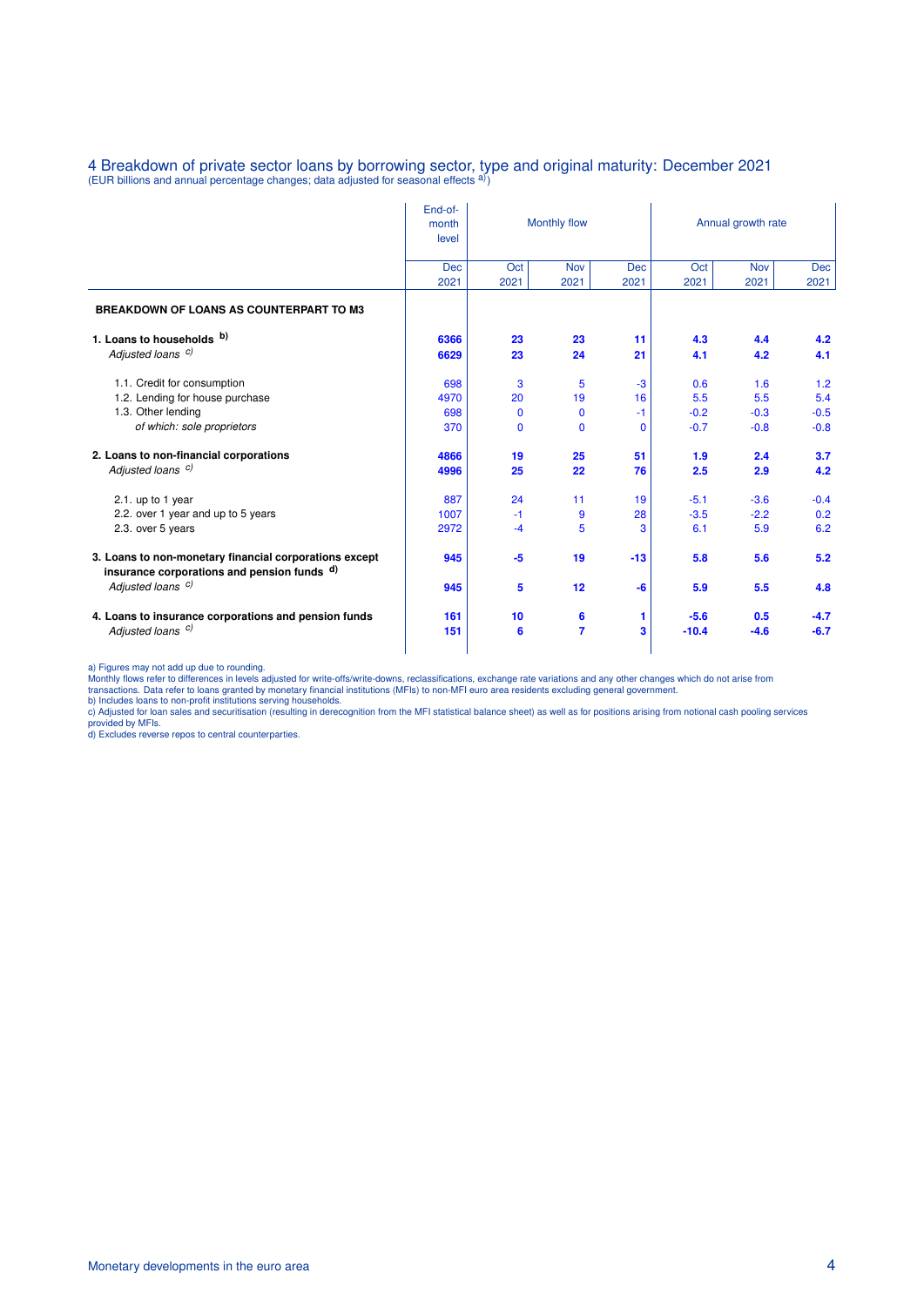# 4 Breakdown of private sector loans by borrowing sector, type and original maturity: December 2021

(EUR billions and annual percentage changes; data adjusted for seasonal effects a))

| | End-of-month level | Monthly flow | | | Annual growth rate | | |
|---|---|---|---|---|---|---|---|
| | Dec 2021 | Oct 2021 | Nov 2021 | Dec 2021 | Oct 2021 | Nov 2021 | Dec 2021 |
| **BREAKDOWN OF LOANS AS COUNTERPART TO M3** | | | | | | | |
| **1. Loans to households b)** | **6366** | **23** | **23** | **11** | **4.3** | **4.4** | **4.2** |
| *Adjusted loans c)* | **6629** | **23** | **24** | **21** | **4.1** | **4.2** | **4.1** |
| 1.1. Credit for consumption | 698 | 3 | 5 | -3 | 0.6 | 1.6 | 1.2 |
| 1.2. Lending for house purchase | 4970 | 20 | 19 | 16 | 5.5 | 5.5 | 5.4 |
| 1.3. Other lending | 698 | 0 | 0 | -1 | -0.2 | -0.3 | -0.5 |
| *of which: sole proprietors* | 370 | 0 | 0 | 0 | -0.7 | -0.8 | -0.8 |
| **2. Loans to non-financial corporations** | **4866** | **19** | **25** | **51** | **1.9** | **2.4** | **3.7** |
| *Adjusted loans c)* | **4996** | **25** | **22** | **76** | **2.5** | **2.9** | **4.2** |
| 2.1. up to 1 year | 887 | 24 | 11 | 19 | -5.1 | -3.6 | -0.4 |
| 2.2. over 1 year and up to 5 years | 1007 | -1 | 9 | 28 | -3.5 | -2.2 | 0.2 |
| 2.3. over 5 years | 2972 | -4 | 5 | 3 | 6.1 | 5.9 | 6.2 |
| **3. Loans to non-monetary financial corporations except insurance corporations and pension funds d)** | **945** | **-5** | **19** | **-13** | **5.8** | **5.6** | **5.2** |
| *Adjusted loans c)* | **945** | **5** | **12** | **-6** | **5.9** | **5.5** | **4.8** |
| **4. Loans to insurance corporations and pension funds** | **161** | **10** | **6** | **1** | **-5.6** | **0.5** | **-4.7** |
| *Adjusted loans c)* | **151** | **6** | **7** | **3** | **-10.4** | **-4.6** | **-6.7** |

a) Figures may not add up due to rounding.
Monthly flows refer to differences in levels adjusted for write-offs/write-downs, reclassifications, exchange rate variations and any other changes which do not arise from transactions. Data refer to loans granted by monetary financial institutions (MFIs) to non-MFI euro area residents excluding general government.
b) Includes loans to non-profit institutions serving households.
c) Adjusted for loan sales and securitisation (resulting in derecognition from the MFI statistical balance sheet) as well as for positions arising from notional cash pooling services provided by MFIs.
d) Excludes reverse repos to central counterparties.